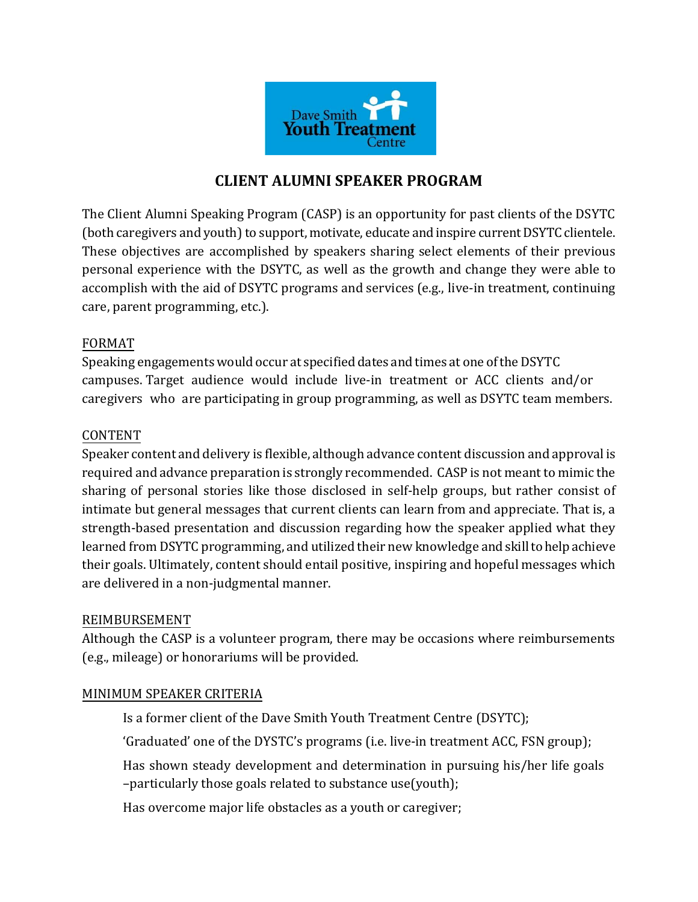# CLIENT ALUMNI SPEAKER PROGRAM

The Client Alumni Speaking Program (CASP) is an opportunity for past clients of the DSYTC (both caregivers and youth) to support, motivate, educate and inspire current DSYTC clientele. These objectives are accomplished by speakers sharing select elements of their previous personal experience with the DSYTC, as well as the growth and change they were able to accomplish with the aid of DSYTC programs and services (e.g., live-in treatment, continuing care, parent programming, etc.).

## FORMAT

Speaking engagements would occur at specified dates and times at one of the DSYTC campuses. Target audience would include live-in treatment or ACC clients and/or caregivers who are participating in group programming, as well as DSYTC team members.

## CONTENT

Speaker content and delivery is flexible, although advance content discussion and approval is required and advance preparation is strongly recommended. CASP is not meant to mimic the sharing of personal stories like those disclosed in self-help groups, but rather consist of intimate but general messages that current clients can learn from and appreciate. That is, a strength-based presentation and discussion regarding how the speaker applied what they learned from DSYTC programming, and utilized their new knowledge and skill to help achieve their goals. Ultimately, content should entail positive, inspiring and hopeful messages which are delivered in a non-judgmental manner.

## REIMBURSEMENT

Although the CASP is a volunteer program, there may be occasions where reimbursements (e.g., mileage) or honorariums will be provided.

## MINIMUM SPEAKER CRITERIA

Is a former client of the Dave Smith Youth Treatment Centre (DSYTC);

'Graduated' one of the DYSTC's programs (i.e. live-in treatment ACC, FSN group);

Has shown steady development and determination in pursuing his/her life goals –particularly those goals related to substance use(youth);

Has overcome major life obstacles as a youth or caregiver;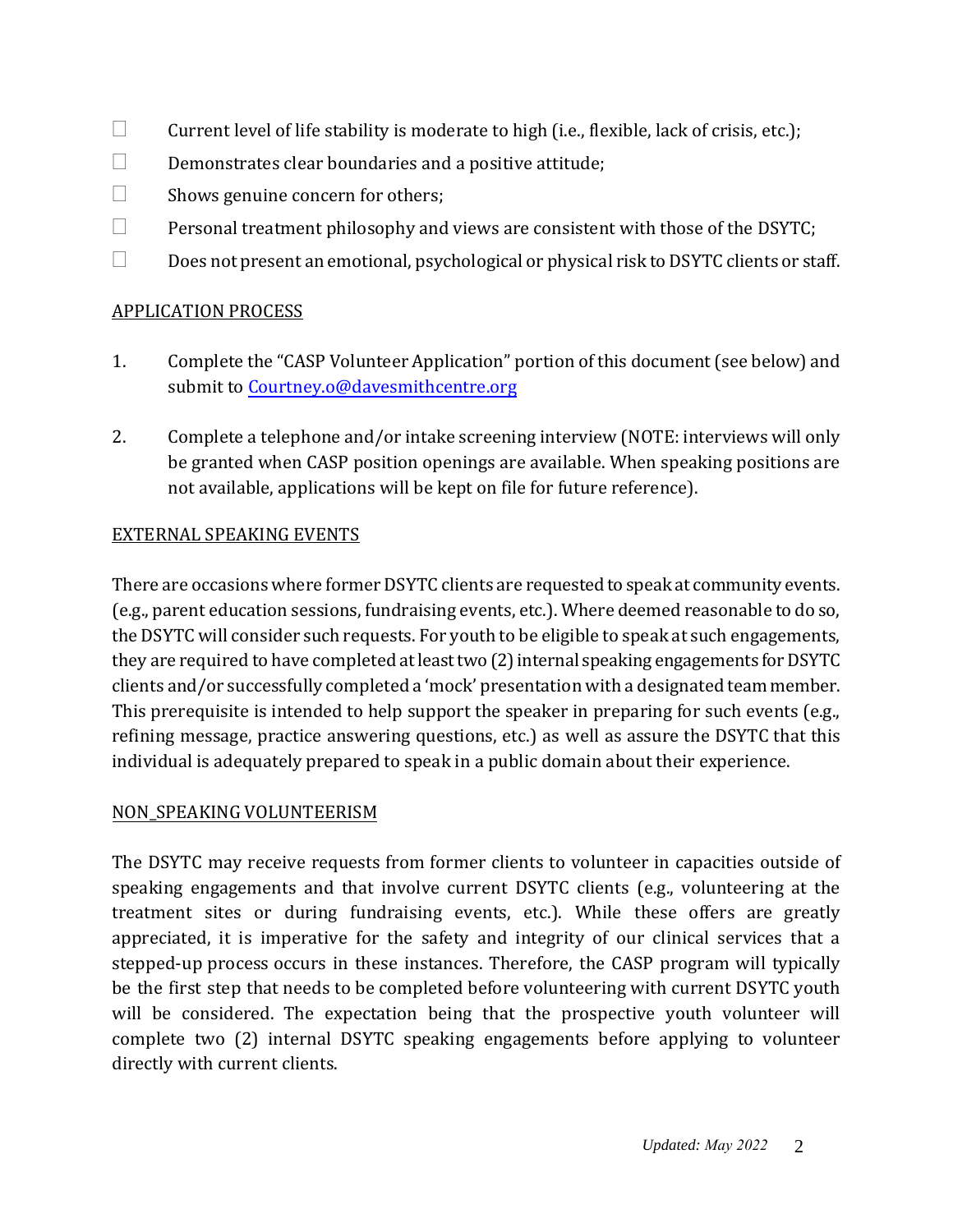- ☐ Current level of life stability is moderate to high (i.e., flexible, lack of crisis, etc.);
- ☐ Demonstrates clear boundaries and a positive attitude;
- ☐ Shows genuine concern for others;
- ☐ Personal treatment philosophy and views are consistent with those of the DSYTC;
- ☐ Does not present an emotional, psychological or physical risk to DSYTC clients or staff.

## APPLICATION PROCESS

1. Complete the "CASP Volunteer Application" portion of this document (see below) and submit to Courtney.o@davesmithcentre.org

2. Complete a telephone and/or intake screening interview (NOTE: interviews will only be granted when CASP position openings are available. When speaking positions are not available, applications will be kept on file for future reference).

## EXTERNAL SPEAKING EVENTS

There are occasions where former DSYTC clients are requested to speak at community events. (e.g., parent education sessions, fundraising events, etc.). Where deemed reasonable to do so, the DSYTC will consider such requests. For youth to be eligible to speak at such engagements, they are required to have completed at least two (2) internal speaking engagements for DSYTC clients and/or successfully completed a 'mock' presentation with a designated team member. This prerequisite is intended to help support the speaker in preparing for such events (e.g., refining message, practice answering questions, etc.) as well as assure the DSYTC that this individual is adequately prepared to speak in a public domain about their experience.

## NON_SPEAKING VOLUNTEERISM

The DSYTC may receive requests from former clients to volunteer in capacities outside of speaking engagements and that involve current DSYTC clients (e.g., volunteering at the treatment sites or during fundraising events, etc.). While these offers are greatly appreciated, it is imperative for the safety and integrity of our clinical services that a stepped-up process occurs in these instances. Therefore, the CASP program will typically be the first step that needs to be completed before volunteering with current DSYTC youth will be considered. The expectation being that the prospective youth volunteer will complete two (2) internal DSYTC speaking engagements before applying to volunteer directly with current clients.

*Updated: May 2022*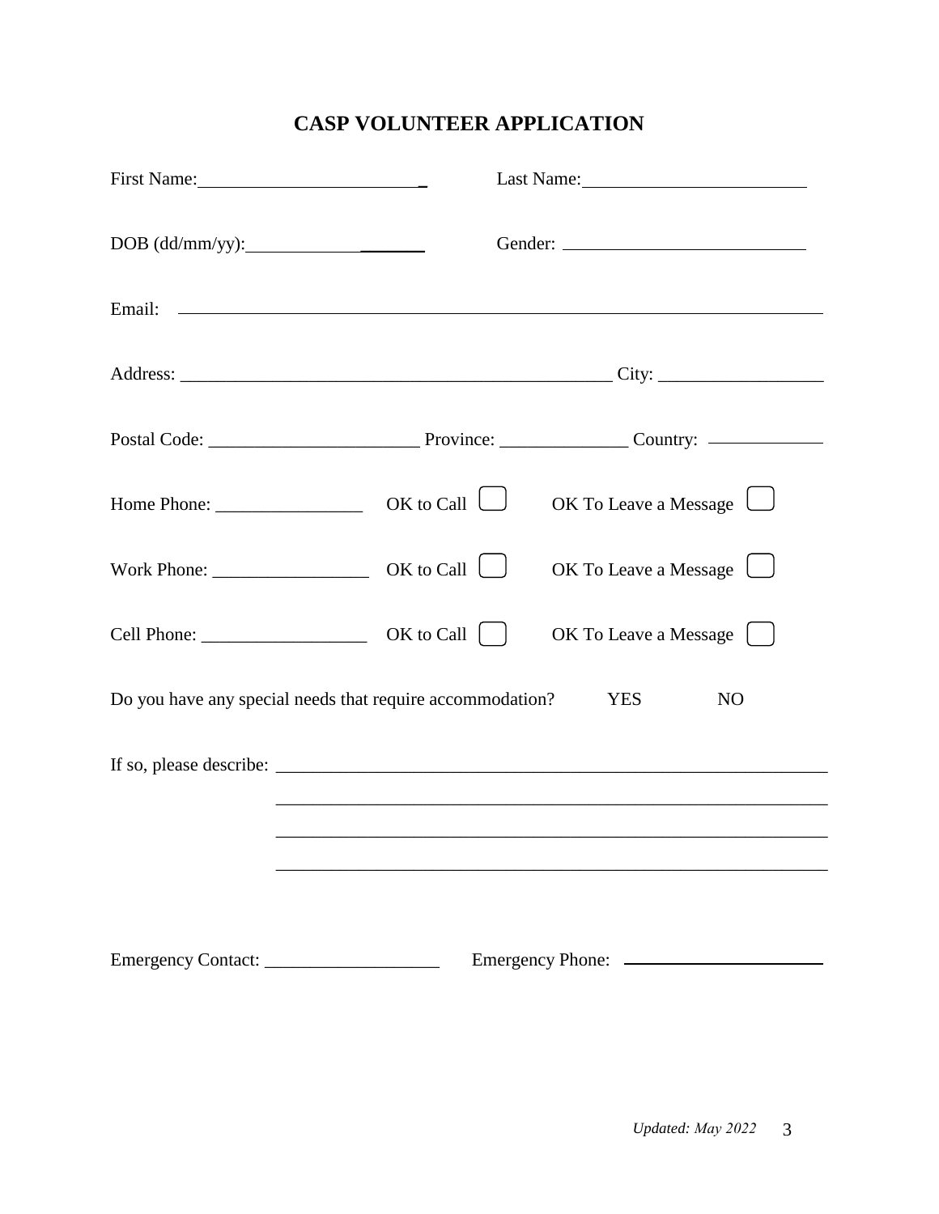# CASP VOLUNTEER APPLICATION

First Name:_________________________ Last Name:_________________________

DOB (dd/mm/yy):____________________ Gender: _________________________

Email: ____________________________________________________________

Address: _______________________________________________ City: _________________

Postal Code: ______________________ Province: _____________ Country: ____________

Home Phone: _______________ OK to Call ☐ OK To Leave a Message ☐

Work Phone: ________________ OK to Call ☐ OK To Leave a Message ☐

Cell Phone: _________________ OK to Call ☐ OK To Leave a Message ☐

Do you have any special needs that require accommodation? YES NO

If so, please describe: ____________________________________________________________

____________________________________________________________

____________________________________________________________

____________________________________________________________

Emergency Contact: __________________ Emergency Phone: ______________________

*Updated: May 2022*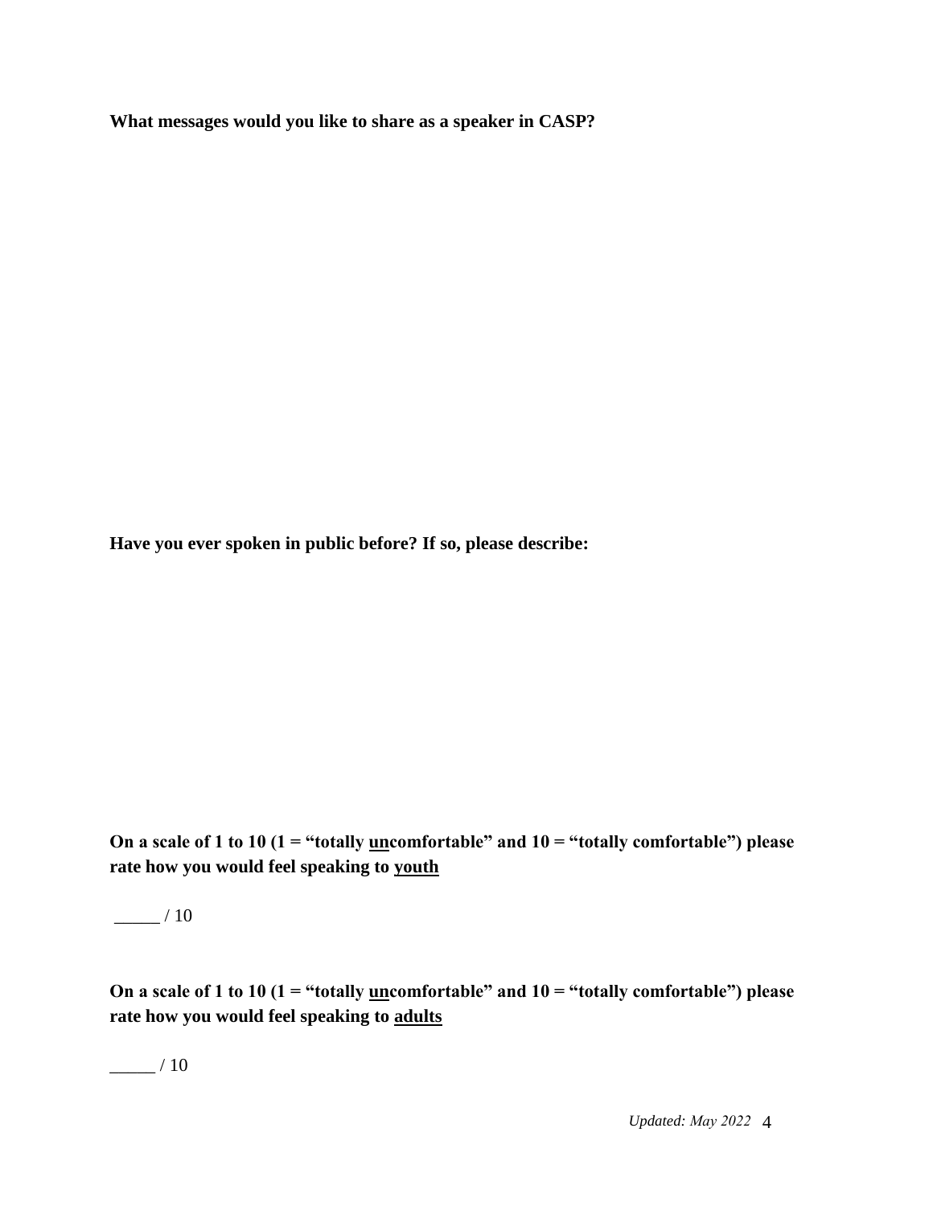**What messages would you like to share as a speaker in CASP?**

**Have you ever spoken in public before? If so, please describe:**

**On a scale of 1 to 10 (1 = "totally <u>un</u>comfortable" and 10 = "totally comfortable") please rate how you would feel speaking to <u>youth</u>**

_____ / 10

**On a scale of 1 to 10 (1 = "totally <u>un</u>comfortable" and 10 = "totally comfortable") please rate how you would feel speaking to <u>adults</u>**

_____ / 10

*Updated: May 2022*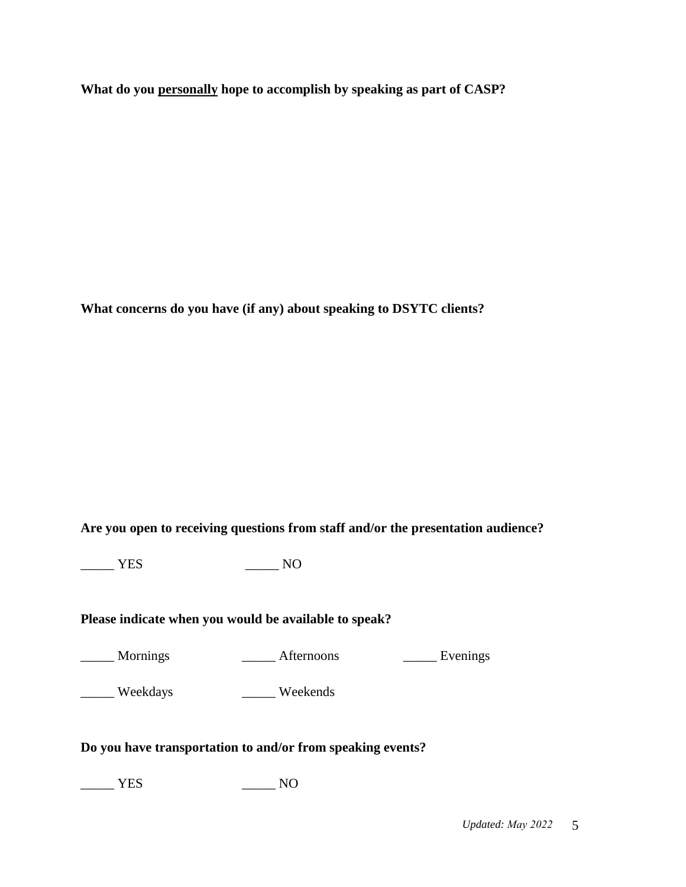**What do you <u>personally</u> hope to accomplish by speaking as part of CASP?**

**What concerns do you have (if any) about speaking to DSYTC clients?**

**Are you open to receiving questions from staff and/or the presentation audience?**

_____ YES _____ NO

**Please indicate when you would be available to speak?**

_____ Mornings _____ Afternoons _____ Evenings

_____ Weekdays _____ Weekends

**Do you have transportation to and/or from speaking events?**

_____ YES _____ NO

*Updated: May 2022*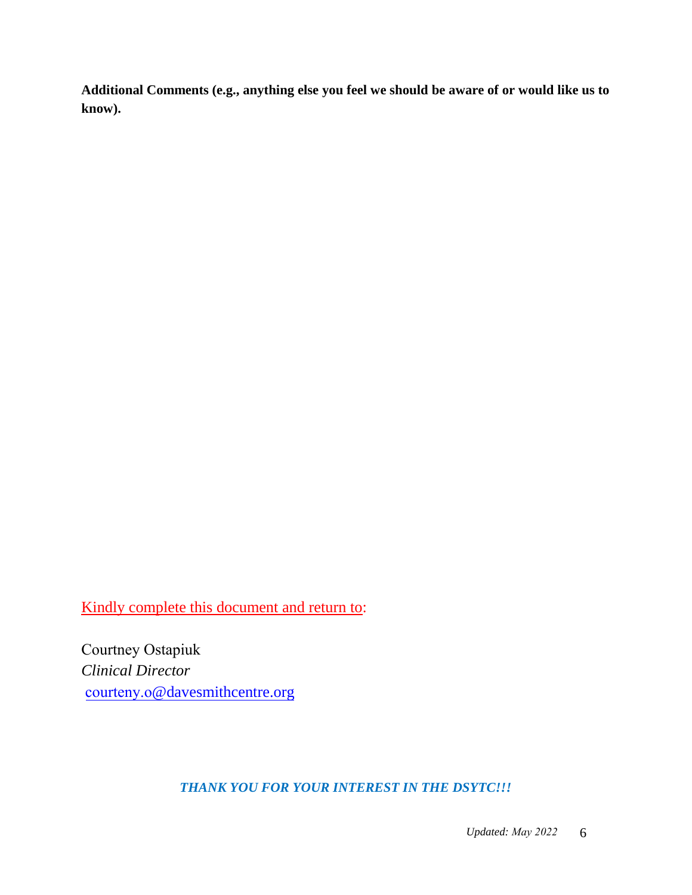**Additional Comments (e.g., anything else you feel we should be aware of or would like us to know).**

Kindly complete this document and return to:

Courtney Ostapiuk
*Clinical Director*
courteny.o@davesmithcentre.org

***THANK YOU FOR YOUR INTEREST IN THE DSYTC!!!***

*Updated: May 2022*